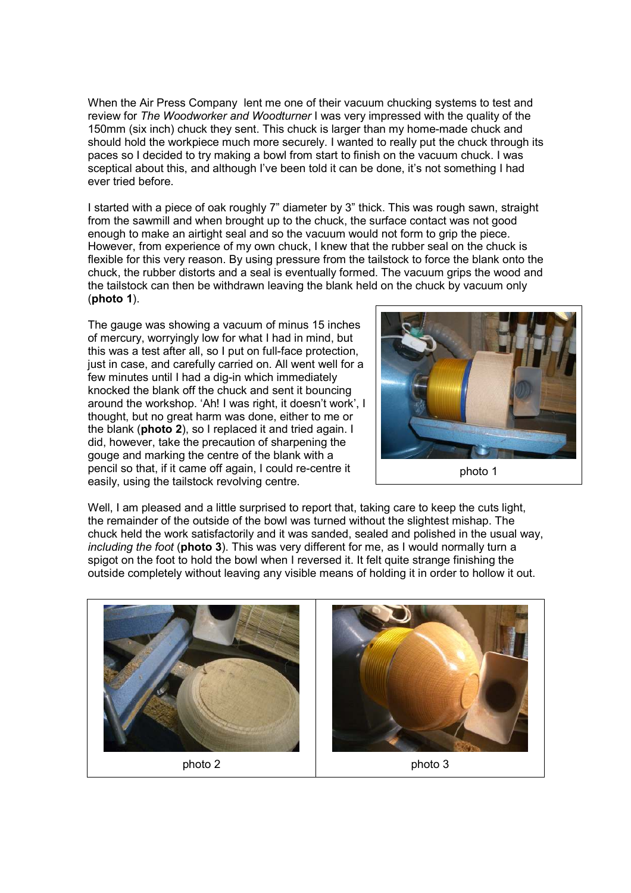When the Air Press Company lent me one of their vacuum chucking systems to test and review for *The Woodworker and Woodturner* I was very impressed with the quality of the 150mm (six inch) chuck they sent. This chuck is larger than my home-made chuck and should hold the workpiece much more securely. I wanted to really put the chuck through its paces so I decided to try making a bowl from start to finish on the vacuum chuck. I was sceptical about this, and although I've been told it can be done, it's not something I had ever tried before.

I started with a piece of oak roughly 7" diameter by 3" thick. This was rough sawn, straight from the sawmill and when brought up to the chuck, the surface contact was not good enough to make an airtight seal and so the vacuum would not form to grip the piece. However, from experience of my own chuck, I knew that the rubber seal on the chuck is flexible for this very reason. By using pressure from the tailstock to force the blank onto the chuck, the rubber distorts and a seal is eventually formed. The vacuum grips the wood and the tailstock can then be withdrawn leaving the blank held on the chuck by vacuum only (**photo 1**).

The gauge was showing a vacuum of minus 15 inches of mercury, worryingly low for what I had in mind, but this was a test after all, so I put on full-face protection, just in case, and carefully carried on. All went well for a few minutes until I had a dig-in which immediately knocked the blank off the chuck and sent it bouncing around the workshop. 'Ah! I was right, it doesn't work', I thought, but no great harm was done, either to me or the blank (**photo 2**), so I replaced it and tried again. I did, however, take the precaution of sharpening the gouge and marking the centre of the blank with a pencil so that, if it came off again, I could re-centre it easily, using the tailstock revolving centre.

photo 1

Well, I am pleased and a little surprised to report that, taking care to keep the cuts light, the remainder of the outside of the bowl was turned without the slightest mishap. The chuck held the work satisfactorily and it was sanded, sealed and polished in the usual way, *including the foot* (**photo 3**). This was very different for me, as I would normally turn a spigot on the foot to hold the bowl when I reversed it. It felt quite strange finishing the outside completely without leaving any visible means of holding it in order to hollow it out.

photo 2

photo 3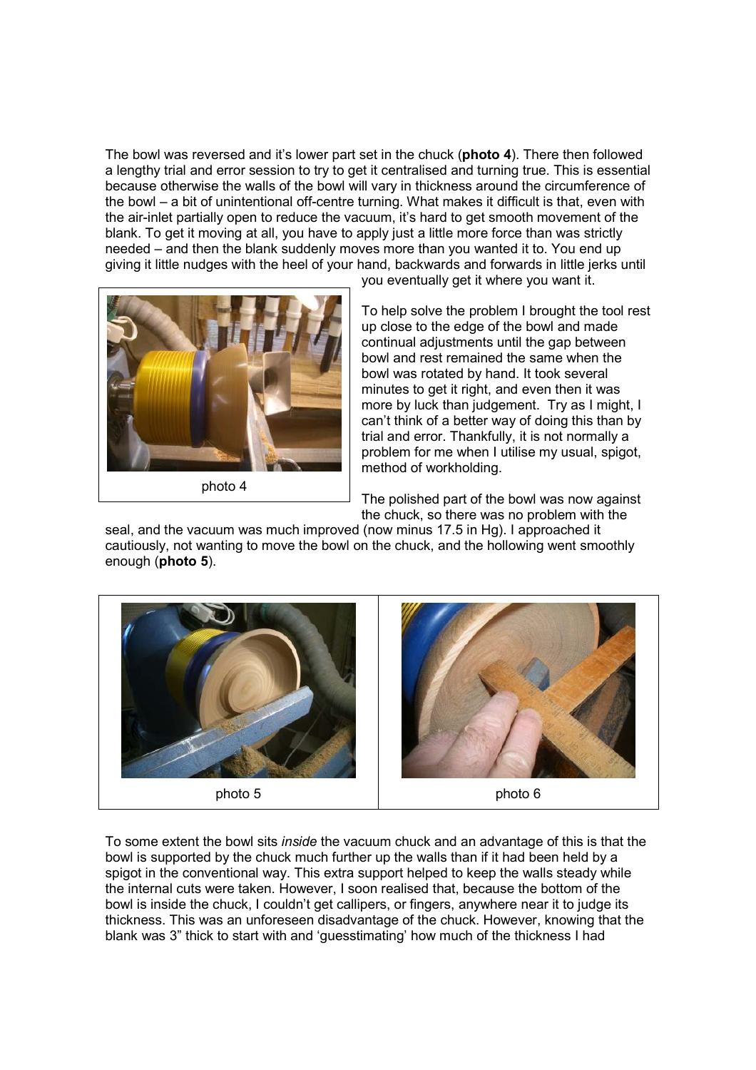The bowl was reversed and it's lower part set in the chuck (**photo 4**). There then followed a lengthy trial and error session to try to get it centralised and turning true. This is essential because otherwise the walls of the bowl will vary in thickness around the circumference of the bowl – a bit of unintentional off-centre turning. What makes it difficult is that, even with the air-inlet partially open to reduce the vacuum, it's hard to get smooth movement of the blank. To get it moving at all, you have to apply just a little more force than was strictly needed – and then the blank suddenly moves more than you wanted it to. You end up giving it little nudges with the heel of your hand, backwards and forwards in little jerks until you eventually get it where you want it.

photo 4

To help solve the problem I brought the tool rest up close to the edge of the bowl and made continual adjustments until the gap between bowl and rest remained the same when the bowl was rotated by hand. It took several minutes to get it right, and even then it was more by luck than judgement. Try as I might, I can't think of a better way of doing this than by trial and error. Thankfully, it is not normally a problem for me when I utilise my usual, spigot, method of workholding.

The polished part of the bowl was now against the chuck, so there was no problem with the seal, and the vacuum was much improved (now minus 17.5 in Hg). I approached it cautiously, not wanting to move the bowl on the chuck, and the hollowing went smoothly enough (**photo 5**).

photo 5

photo 6

To some extent the bowl sits *inside* the vacuum chuck and an advantage of this is that the bowl is supported by the chuck much further up the walls than if it had been held by a spigot in the conventional way. This extra support helped to keep the walls steady while the internal cuts were taken. However, I soon realised that, because the bottom of the bowl is inside the chuck, I couldn't get callipers, or fingers, anywhere near it to judge its thickness. This was an unforeseen disadvantage of the chuck. However, knowing that the blank was 3" thick to start with and 'guesstimating' how much of the thickness I had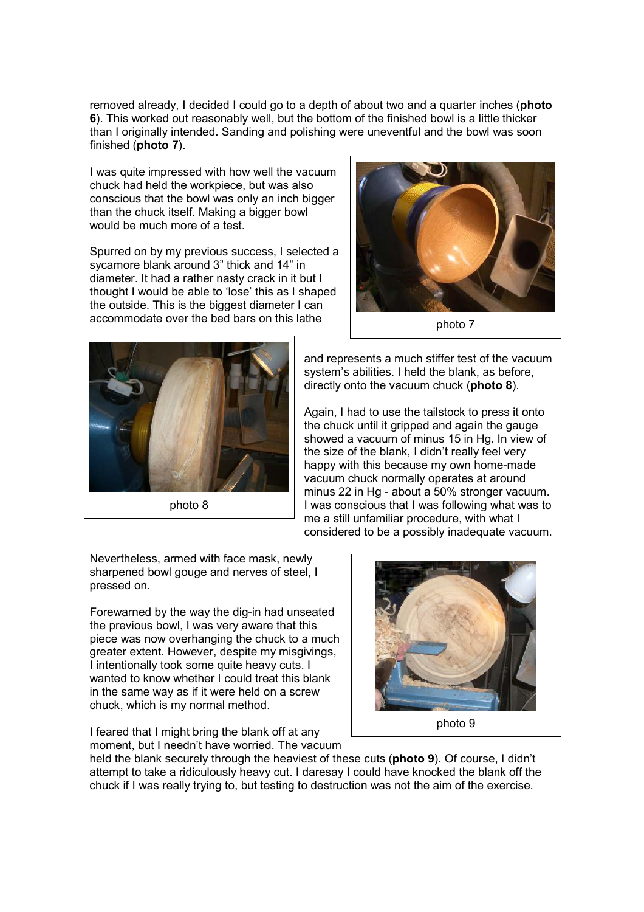removed already, I decided I could go to a depth of about two and a quarter inches (**photo 6**). This worked out reasonably well, but the bottom of the finished bowl is a little thicker than I originally intended. Sanding and polishing were uneventful and the bowl was soon finished (**photo 7**).

I was quite impressed with how well the vacuum chuck had held the workpiece, but was also conscious that the bowl was only an inch bigger than the chuck itself. Making a bigger bowl would be much more of a test.

Spurred on by my previous success, I selected a sycamore blank around 3" thick and 14" in diameter. It had a rather nasty crack in it but I thought I would be able to 'lose' this as I shaped the outside. This is the biggest diameter I can accommodate over the bed bars on this lathe and represents a much stiffer test of the vacuum system's abilities. I held the blank, as before, directly onto the vacuum chuck (**photo 8**).

photo 7

photo 8

Again, I had to use the tailstock to press it onto the chuck until it gripped and again the gauge showed a vacuum of minus 15 in Hg. In view of the size of the blank, I didn't really feel very happy with this because my own home-made vacuum chuck normally operates at around minus 22 in Hg - about a 50% stronger vacuum. I was conscious that I was following what was to me a still unfamiliar procedure, with what I considered to be a possibly inadequate vacuum.

Nevertheless, armed with face mask, newly sharpened bowl gouge and nerves of steel, I pressed on.

Forewarned by the way the dig-in had unseated the previous bowl, I was very aware that this piece was now overhanging the chuck to a much greater extent. However, despite my misgivings, I intentionally took some quite heavy cuts. I wanted to know whether I could treat this blank in the same way as if it were held on a screw chuck, which is my normal method.

I feared that I might bring the blank off at any moment, but I needn't have worried. The vacuum held the blank securely through the heaviest of these cuts (**photo 9**). Of course, I didn't attempt to take a ridiculously heavy cut. I daresay I could have knocked the blank off the chuck if I was really trying to, but testing to destruction was not the aim of the exercise.

photo 9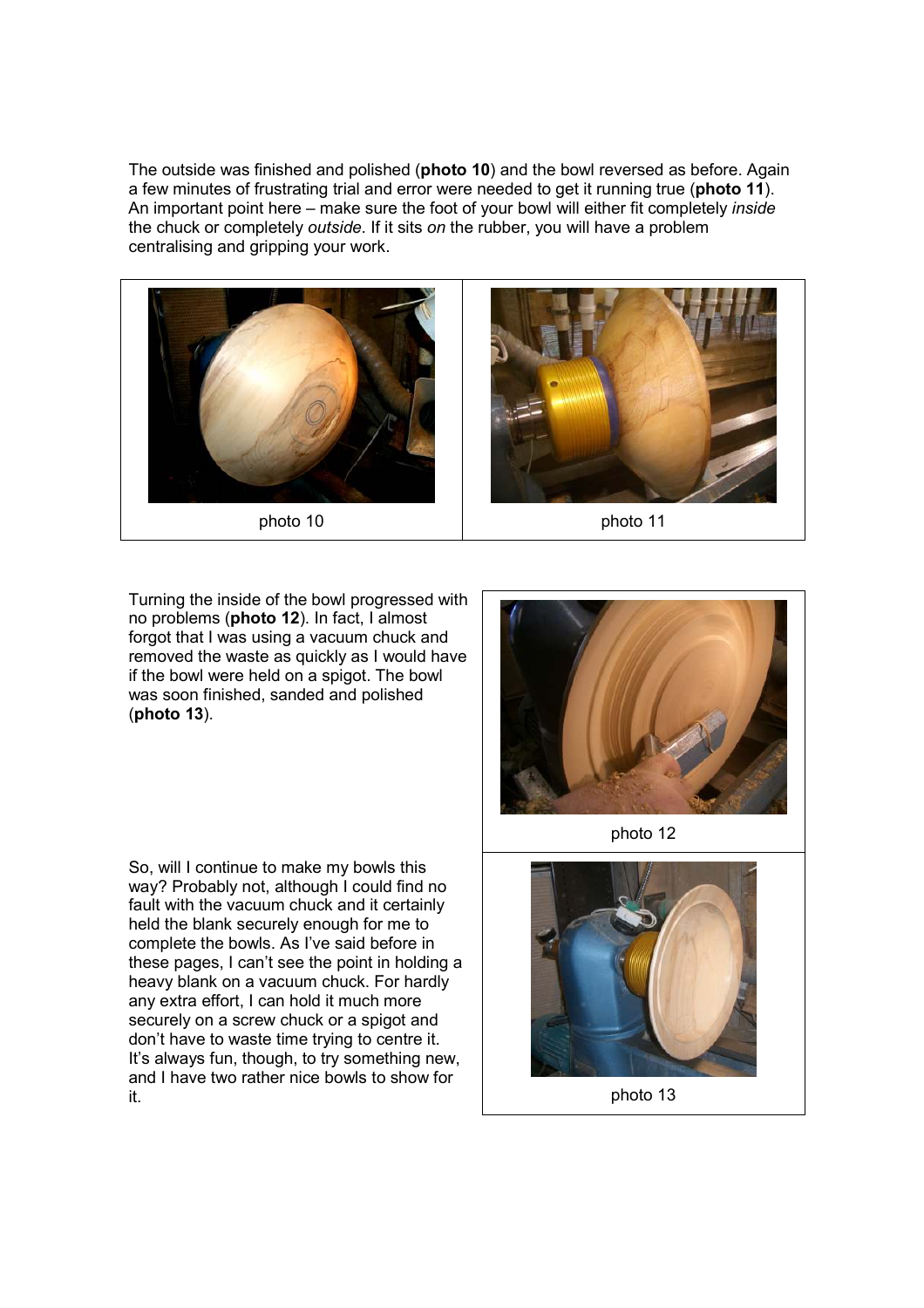The outside was finished and polished (**photo 10**) and the bowl reversed as before. Again a few minutes of frustrating trial and error were needed to get it running true (**photo 11**). An important point here – make sure the foot of your bowl will either fit completely *inside* the chuck or completely *outside*. If it sits *on* the rubber, you will have a problem centralising and gripping your work.

photo 10

photo 11

Turning the inside of the bowl progressed with no problems (**photo 12**). In fact, I almost forgot that I was using a vacuum chuck and removed the waste as quickly as I would have if the bowl were held on a spigot. The bowl was soon finished, sanded and polished (**photo 13**).

photo 12

So, will I continue to make my bowls this way? Probably not, although I could find no fault with the vacuum chuck and it certainly held the blank securely enough for me to complete the bowls. As I've said before in these pages, I can't see the point in holding a heavy blank on a vacuum chuck. For hardly any extra effort, I can hold it much more securely on a screw chuck or a spigot and don't have to waste time trying to centre it. It's always fun, though, to try something new, and I have two rather nice bowls to show for it.

photo 13